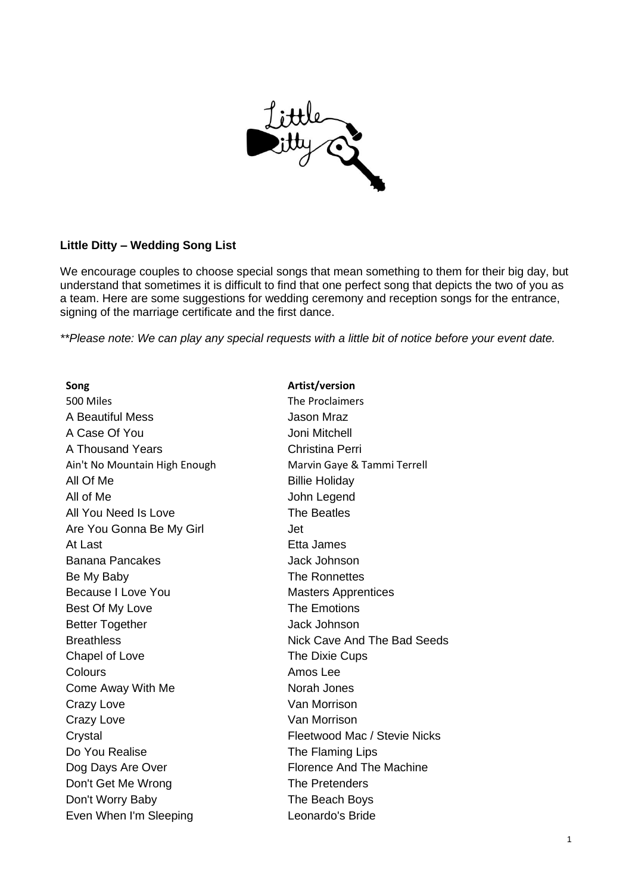## Little Ditty – Wedding Song List

We encourage couples to choose special songs that mean something to them for their big day, but understand that sometimes it is difficult to find that one perfect song that depicts the two of you as a team. Here are some suggestions for wedding ceremony and reception songs for the entrance, signing of the marriage certificate and the first dance.

*\*\*Please note: We can play any special requests with a little bit of notice before your event date.*

| Song | Artist/version |
|---|---|
| 500 Miles | The Proclaimers |
| A Beautiful Mess | Jason Mraz |
| A Case Of You | Joni Mitchell |
| A Thousand Years | Christina Perri |
| Ain't No Mountain High Enough | Marvin Gaye & Tammi Terrell |
| All Of Me | Billie Holiday |
| All of Me | John Legend |
| All You Need Is Love | The Beatles |
| Are You Gonna Be My Girl | Jet |
| At Last | Etta James |
| Banana Pancakes | Jack Johnson |
| Be My Baby | The Ronnettes |
| Because I Love You | Masters Apprentices |
| Best Of My Love | The Emotions |
| Better Together | Jack Johnson |
| Breathless | Nick Cave And The Bad Seeds |
| Chapel of Love | The Dixie Cups |
| Colours | Amos Lee |
| Come Away With Me | Norah Jones |
| Crazy Love | Van Morrison |
| Crazy Love | Van Morrison |
| Crystal | Fleetwood Mac / Stevie Nicks |
| Do You Realise | The Flaming Lips |
| Dog Days Are Over | Florence And The Machine |
| Don't Get Me Wrong | The Pretenders |
| Don't Worry Baby | The Beach Boys |
| Even When I'm Sleeping | Leonardo's Bride |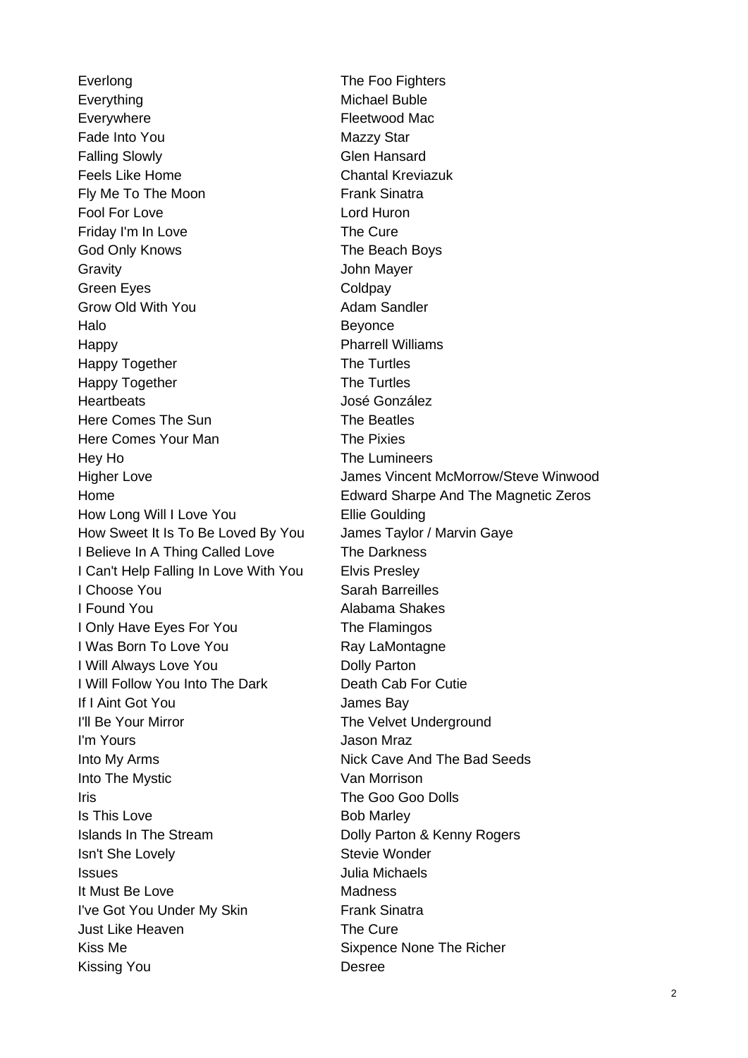| | |
|---|---|
| Everlong | The Foo Fighters |
| Everything | Michael Buble |
| Everywhere | Fleetwood Mac |
| Fade Into You | Mazzy Star |
| Falling Slowly | Glen Hansard |
| Feels Like Home | Chantal Kreviazuk |
| Fly Me To The Moon | Frank Sinatra |
| Fool For Love | Lord Huron |
| Friday I'm In Love | The Cure |
| God Only Knows | The Beach Boys |
| Gravity | John Mayer |
| Green Eyes | Coldpay |
| Grow Old With You | Adam Sandler |
| Halo | Beyonce |
| Happy | Pharrell Williams |
| Happy Together | The Turtles |
| Happy Together | The Turtles |
| Heartbeats | José González |
| Here Comes The Sun | The Beatles |
| Here Comes Your Man | The Pixies |
| Hey Ho | The Lumineers |
| Higher Love | James Vincent McMorrow/Steve Winwood |
| Home | Edward Sharpe And The Magnetic Zeros |
| How Long Will I Love You | Ellie Goulding |
| How Sweet It Is To Be Loved By You | James Taylor / Marvin Gaye |
| I Believe In A Thing Called Love | The Darkness |
| I Can't Help Falling In Love With You | Elvis Presley |
| I Choose You | Sarah Barreilles |
| I Found You | Alabama Shakes |
| I Only Have Eyes For You | The Flamingos |
| I Was Born To Love You | Ray LaMontagne |
| I Will Always Love You | Dolly Parton |
| I Will Follow You Into The Dark | Death Cab For Cutie |
| If I Aint Got You | James Bay |
| I'll Be Your Mirror | The Velvet Underground |
| I'm Yours | Jason Mraz |
| Into My Arms | Nick Cave And The Bad Seeds |
| Into The Mystic | Van Morrison |
| Iris | The Goo Goo Dolls |
| Is This Love | Bob Marley |
| Islands In The Stream | Dolly Parton & Kenny Rogers |
| Isn't She Lovely | Stevie Wonder |
| Issues | Julia Michaels |
| It Must Be Love | Madness |
| I've Got You Under My Skin | Frank Sinatra |
| Just Like Heaven | The Cure |
| Kiss Me | Sixpence None The Richer |
| Kissing You | Desree |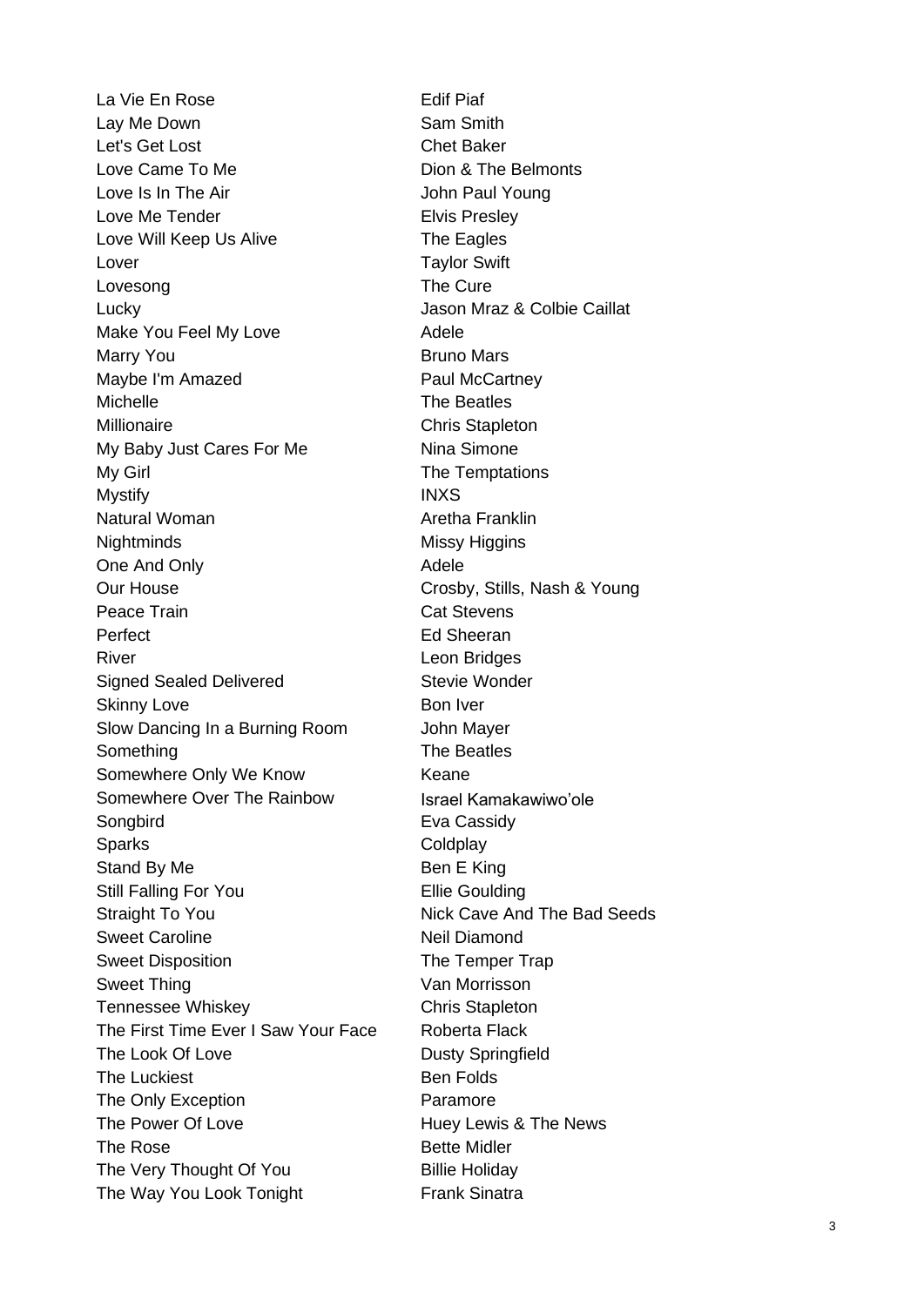| | |
|---|---|
| La Vie En Rose | Edif Piaf |
| Lay Me Down | Sam Smith |
| Let's Get Lost | Chet Baker |
| Love Came To Me | Dion & The Belmonts |
| Love Is In The Air | John Paul Young |
| Love Me Tender | Elvis Presley |
| Love Will Keep Us Alive | The Eagles |
| Lover | Taylor Swift |
| Lovesong | The Cure |
| Lucky | Jason Mraz & Colbie Caillat |
| Make You Feel My Love | Adele |
| Marry You | Bruno Mars |
| Maybe I'm Amazed | Paul McCartney |
| Michelle | The Beatles |
| Millionaire | Chris Stapleton |
| My Baby Just Cares For Me | Nina Simone |
| My Girl | The Temptations |
| Mystify | INXS |
| Natural Woman | Aretha Franklin |
| Nightminds | Missy Higgins |
| One And Only | Adele |
| Our House | Crosby, Stills, Nash & Young |
| Peace Train | Cat Stevens |
| Perfect | Ed Sheeran |
| River | Leon Bridges |
| Signed Sealed Delivered | Stevie Wonder |
| Skinny Love | Bon Iver |
| Slow Dancing In a Burning Room | John Mayer |
| Something | The Beatles |
| Somewhere Only We Know | Keane |
| Somewhere Over The Rainbow | Israel Kamakawiwo'ole |
| Songbird | Eva Cassidy |
| Sparks | Coldplay |
| Stand By Me | Ben E King |
| Still Falling For You | Ellie Goulding |
| Straight To You | Nick Cave And The Bad Seeds |
| Sweet Caroline | Neil Diamond |
| Sweet Disposition | The Temper Trap |
| Sweet Thing | Van Morrisson |
| Tennessee Whiskey | Chris Stapleton |
| The First Time Ever I Saw Your Face | Roberta Flack |
| The Look Of Love | Dusty Springfield |
| The Luckiest | Ben Folds |
| The Only Exception | Paramore |
| The Power Of Love | Huey Lewis & The News |
| The Rose | Bette Midler |
| The Very Thought Of You | Billie Holiday |
| The Way You Look Tonight | Frank Sinatra |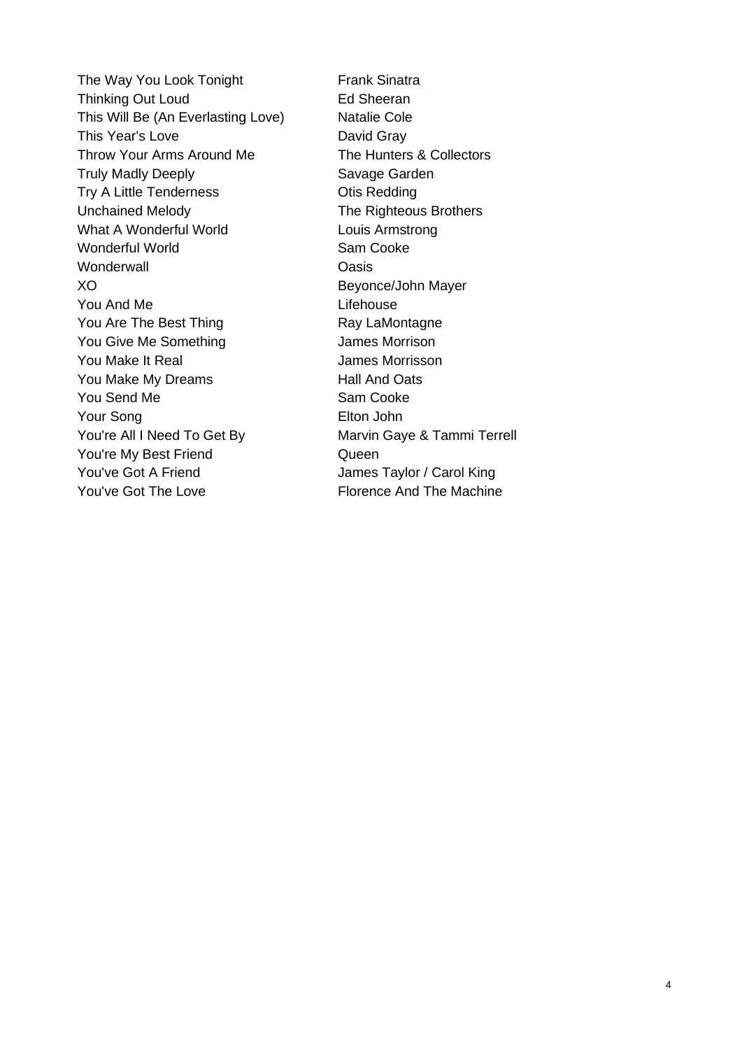| | |
|---|---|
| The Way You Look Tonight | Frank Sinatra |
| Thinking Out Loud | Ed Sheeran |
| This Will Be (An Everlasting Love) | Natalie Cole |
| This Year's Love | David Gray |
| Throw Your Arms Around Me | The Hunters & Collectors |
| Truly Madly Deeply | Savage Garden |
| Try A Little Tenderness | Otis Redding |
| Unchained Melody | The Righteous Brothers |
| What A Wonderful World | Louis Armstrong |
| Wonderful World | Sam Cooke |
| Wonderwall | Oasis |
| XO | Beyonce/John Mayer |
| You And Me | Lifehouse |
| You Are The Best Thing | Ray LaMontagne |
| You Give Me Something | James Morrison |
| You Make It Real | James Morrisson |
| You Make My Dreams | Hall And Oats |
| You Send Me | Sam Cooke |
| Your Song | Elton John |
| You're All I Need To Get By | Marvin Gaye & Tammi Terrell |
| You're My Best Friend | Queen |
| You've Got A Friend | James Taylor / Carol King |
| You've Got The Love | Florence And The Machine |